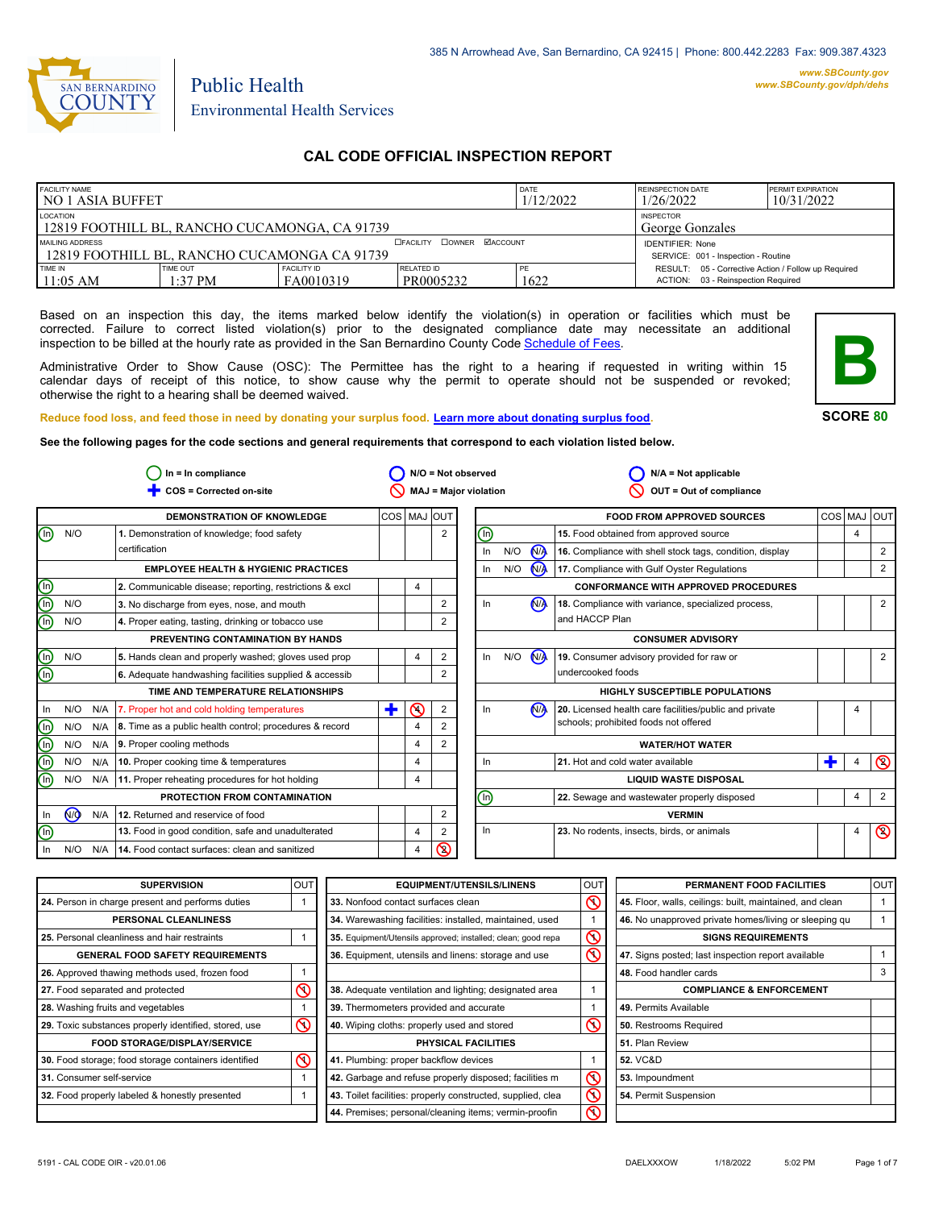385 N Arrowhead Ave, San Bernardino, CA 92415 | Phone: 800.442.2283 Fax: 909.387.4323

www.SBCounty.gov
www.SBCounty.gov/dph/dehs

SAN BERNARDINO COUNTY

Public Health
Environmental Health Services

# CAL CODE OFFICIAL INSPECTION REPORT

| FACILITY NAME | | | | DATE | REINSPECTION DATE | PERMIT EXPIRATION |
|---|---|---|---|---|---|---|
| NO 1 ASIA BUFFET | | | | 1/12/2022 | 1/26/2022 | 10/31/2022 |
| LOCATION: 12819 FOOTHILL BL, RANCHO CUCAMONGA, CA 91739 | | | | | INSPECTOR: George Gonzales | |
| MAILING ADDRESS: 12819 FOOTHILL BL, RANCHO CUCAMONGA CA 91739 | | | ☐FACILITY ☐OWNER ☑ACCOUNT | | IDENTIFIER: None; SERVICE: 001 - Inspection - Routine | |
| TIME IN: 11:05 AM | TIME OUT: 1:37 PM | FACILITY ID: FA0010319 | RELATED ID: PR0005232 | PE: 1622 | RESULT: 05 - Corrective Action / Follow up Required; ACTION: 03 - Reinspection Required | |

Based on an inspection this day, the items marked below identify the violation(s) in operation or facilities which must be corrected. Failure to correct listed violation(s) prior to the designated compliance date may necessitate an additional inspection to be billed at the hourly rate as provided in the San Bernardino County Code Schedule of Fees.

Administrative Order to Show Cause (OSC): The Permittee has the right to a hearing if requested in writing within 15 calendar days of receipt of this notice, to show cause why the permit to operate should not be suspended or revoked; otherwise the right to a hearing shall be deemed waived.

**B**

**SCORE 80**

Reduce food loss, and feed those in need by donating your surplus food. Learn more about donating surplus food.

**See the following pages for the code sections and general requirements that correspond to each violation listed below.**

In = In compliance | N/O = Not observed | N/A = Not applicable
COS = Corrected on-site | MAJ = Major violation | OUT = Out of compliance

| | | | DEMONSTRATION OF KNOWLEDGE | COS | MAJ | OUT |
|---|---|---|---|---|---|---|
| **In** | N/O | | 1. Demonstration of knowledge; food safety certification | | | 2 |
| | | | **EMPLOYEE HEALTH & HYGIENIC PRACTICES** | | | |
| **In** | | | 2. Communicable disease; reporting, restrictions & excl | | 4 | |
| **In** | N/O | | 3. No discharge from eyes, nose, and mouth | | | 2 |
| **In** | N/O | | 4. Proper eating, tasting, drinking or tobacco use | | | 2 |
| | | | **PREVENTING CONTAMINATION BY HANDS** | | | |
| **In** | N/O | | 5. Hands clean and properly washed; gloves used prop | | 4 | 2 |
| **In** | | | 6. Adequate handwashing facilities supplied & accessib | | | 2 |
| | | | **TIME AND TEMPERATURE RELATIONSHIPS** | | | |
| In | N/O | N/A | 7. Proper hot and cold holding temperatures | ✚ | ⊘ | 2 |
| **In** | N/O | N/A | 8. Time as a public health control; procedures & record | | 4 | 2 |
| **In** | N/O | N/A | 9. Proper cooling methods | | 4 | 2 |
| **In** | N/O | N/A | 10. Proper cooking time & temperatures | | 4 | |
| **In** | N/O | N/A | 11. Proper reheating procedures for hot holding | | 4 | |
| | | | **PROTECTION FROM CONTAMINATION** | | | |
| In | **N/O** | N/A | 12. Returned and reservice of food | | | 2 |
| **In** | | | 13. Food in good condition, safe and unadulterated | | 4 | 2 |
| In | N/O | N/A | 14. Food contact surfaces: clean and sanitized | | 4 | ⊘ 2 |

| | | | FOOD FROM APPROVED SOURCES | COS | MAJ | OUT |
|---|---|---|---|---|---|---|
| **In** | | | 15. Food obtained from approved source | | 4 | |
| In | N/O | **N/A** | 16. Compliance with shell stock tags, condition, display | | | 2 |
| In | N/O | **N/A** | 17. Compliance with Gulf Oyster Regulations | | | 2 |
| | | | **CONFORMANCE WITH APPROVED PROCEDURES** | | | |
| In | | **N/A** | 18. Compliance with variance, specialized process, and HACCP Plan | | | 2 |
| | | | **CONSUMER ADVISORY** | | | |
| In | N/O | **N/A** | 19. Consumer advisory provided for raw or undercooked foods | | | 2 |
| | | | **HIGHLY SUSCEPTIBLE POPULATIONS** | | | |
| In | | **N/A** | 20. Licensed health care facilities/public and private schools; prohibited foods not offered | | 4 | |
| | | | **WATER/HOT WATER** | | | |
| In | | | 21. Hot and cold water available | ✚ | 4 | ⊘ 2 |
| | | | **LIQUID WASTE DISPOSAL** | | | |
| **In** | | | 22. Sewage and wastewater properly disposed | | 4 | 2 |
| | | | **VERMIN** | | | |
| In | | | 23. No rodents, insects, birds, or animals | | 4 | ⊘ 2 |

| SUPERVISION | OUT |
|---|---|
| 24. Person in charge present and performs duties | 1 |
| **PERSONAL CLEANLINESS** | |
| 25. Personal cleanliness and hair restraints | 1 |
| **GENERAL FOOD SAFETY REQUIREMENTS** | |
| 26. Approved thawing methods used, frozen food | 1 |
| 27. Food separated and protected | ⊘ |
| 28. Washing fruits and vegetables | 1 |
| 29. Toxic substances properly identified, stored, use | ⊘ |
| **FOOD STORAGE/DISPLAY/SERVICE** | |
| 30. Food storage; food storage containers identified | ⊘ |
| 31. Consumer self-service | 1 |
| 32. Food properly labeled & honestly presented | 1 |

| EQUIPMENT/UTENSILS/LINENS | OUT |
|---|---|
| 33. Nonfood contact surfaces clean | ⊘ |
| 34. Warewashing facilities: installed, maintained, used | 1 |
| 35. Equipment/Utensils approved; installed; clean; good repa | ⊘ |
| 36. Equipment, utensils and linens: storage and use | ⊘ |
| 38. Adequate ventilation and lighting; designated area | 1 |
| 39. Thermometers provided and accurate | 1 |
| 40. Wiping cloths: properly used and stored | ⊘ |
| **PHYSICAL FACILITIES** | |
| 41. Plumbing: proper backflow devices | 1 |
| 42. Garbage and refuse properly disposed; facilities m | ⊘ |
| 43. Toilet facilities: properly constructed, supplied, clea | ⊘ |
| 44. Premises; personal/cleaning items; vermin-proofin | ⊘ |

| PERMANENT FOOD FACILITIES | OUT |
|---|---|
| 45. Floor, walls, ceilings: built, maintained, and clean | 1 |
| 46. No unapproved private homes/living or sleeping qu | 1 |
| **SIGNS REQUIREMENTS** | |
| 47. Signs posted; last inspection report available | 1 |
| 48. Food handler cards | 3 |
| **COMPLIANCE & ENFORCEMENT** | |
| 49. Permits Available | |
| 50. Restrooms Required | |
| 51. Plan Review | |
| 52. VC&D | |
| 53. Impoundment | |
| 54. Permit Suspension | |

5191 - CAL CODE OIR - v20.01.06 | DAELXXXOW | 1/18/2022 | 5:02 PM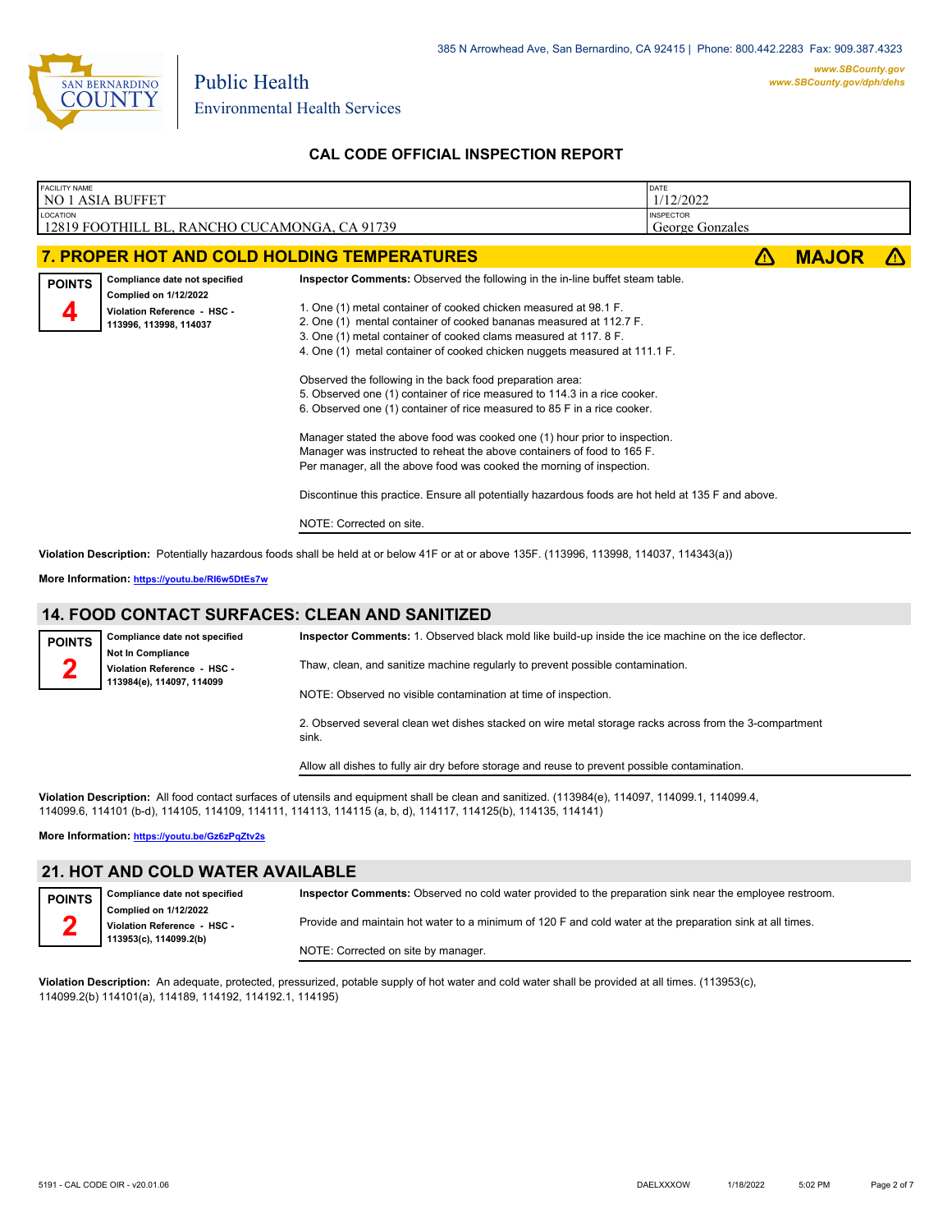385 N Arrowhead Ave, San Bernardino, CA 92415 | Phone: 800.442.2283 Fax: 909.387.4323

www.SBCounty.gov
www.SBCounty.gov/dph/dehs

SAN BERNARDINO COUNTY

Public Health
Environmental Health Services

## CAL CODE OFFICIAL INSPECTION REPORT

| FACILITY NAME | DATE |
|---|---|
| NO 1 ASIA BUFFET | 1/12/2022 |
| **LOCATION** | **INSPECTOR** |
| 12819 FOOTHILL BL, RANCHO CUCAMONGA, CA 91739 | George Gonzales |

### 7. PROPER HOT AND COLD HOLDING TEMPERATURES — ⚠ MAJOR ⚠

**POINTS 4**

**Compliance date not specified**
**Complied on 1/12/2022**
**Violation Reference - HSC - 113996, 113998, 114037**

**Inspector Comments:** Observed the following in the in-line buffet steam table.

1. One (1) metal container of cooked chicken measured at 98.1 F.
2. One (1) mental container of cooked bananas measured at 112.7 F.
3. One (1) metal container of cooked clams measured at 117. 8 F.
4. One (1) metal container of cooked chicken nuggets measured at 111.1 F.

Observed the following in the back food preparation area:
5. Observed one (1) container of rice measured to 114.3 in a rice cooker.
6. Observed one (1) container of rice measured to 85 F in a rice cooker.

Manager stated the above food was cooked one (1) hour prior to inspection.
Manager was instructed to reheat the above containers of food to 165 F.
Per manager, all the above food was cooked the morning of inspection.

Discontinue this practice. Ensure all potentially hazardous foods are hot held at 135 F and above.

NOTE: Corrected on site.

**Violation Description:** Potentially hazardous foods shall be held at or below 41F or at or above 135F. (113996, 113998, 114037, 114343(a))

**More Information:** https://youtu.be/RI6w5DtEs7w

### 14. FOOD CONTACT SURFACES: CLEAN AND SANITIZED

**POINTS 2**

**Compliance date not specified**
**Not In Compliance**
**Violation Reference - HSC - 113984(e), 114097, 114099**

**Inspector Comments:** 1. Observed black mold like build-up inside the ice machine on the ice deflector.

Thaw, clean, and sanitize machine regularly to prevent possible contamination.

NOTE: Observed no visible contamination at time of inspection.

2. Observed several clean wet dishes stacked on wire metal storage racks across from the 3-compartment sink.

Allow all dishes to fully air dry before storage and reuse to prevent possible contamination.

**Violation Description:** All food contact surfaces of utensils and equipment shall be clean and sanitized. (113984(e), 114097, 114099.1, 114099.4, 114099.6, 114101 (b-d), 114105, 114109, 114111, 114113, 114115 (a, b, d), 114117, 114125(b), 114135, 114141)

**More Information:** https://youtu.be/Gz6zPqZtv2s

### 21. HOT AND COLD WATER AVAILABLE

**POINTS 2**

**Compliance date not specified**
**Complied on 1/12/2022**
**Violation Reference - HSC - 113953(c), 114099.2(b)**

**Inspector Comments:** Observed no cold water provided to the preparation sink near the employee restroom.

Provide and maintain hot water to a minimum of 120 F and cold water at the preparation sink at all times.

NOTE: Corrected on site by manager.

**Violation Description:** An adequate, protected, pressurized, potable supply of hot water and cold water shall be provided at all times. (113953(c), 114099.2(b) 114101(a), 114189, 114192, 114192.1, 114195)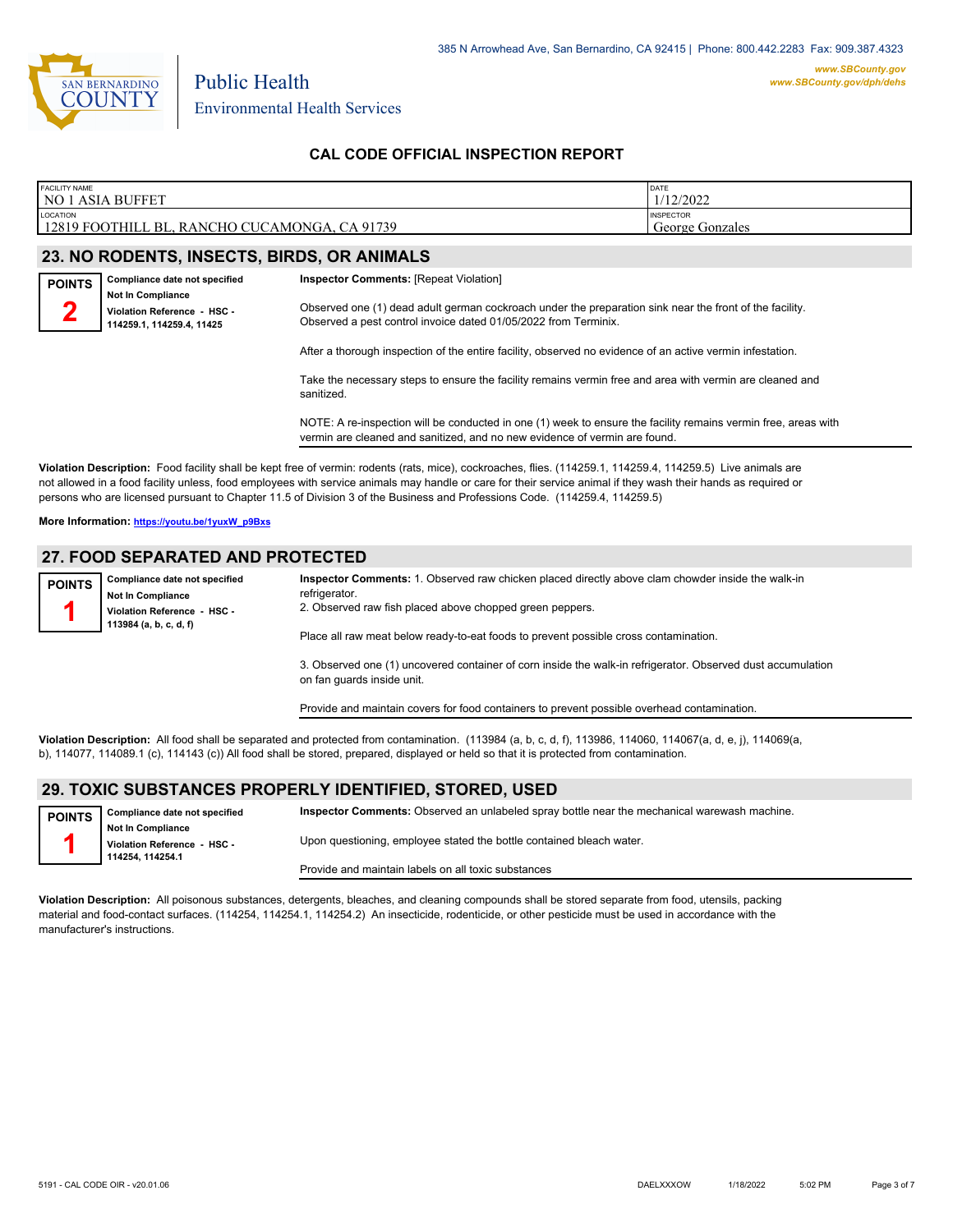385 N Arrowhead Ave, San Bernardino, CA 92415 | Phone: 800.442.2283 Fax: 909.387.4323

www.SBCounty.gov
www.SBCounty.gov/dph/dehs

Public Health
Environmental Health Services

## CAL CODE OFFICIAL INSPECTION REPORT

| FACILITY NAME | DATE |
|---|---|
| NO 1 ASIA BUFFET | 1/12/2022 |
| **LOCATION** | **INSPECTOR** |
| 12819 FOOTHILL BL, RANCHO CUCAMONGA, CA 91739 | George Gonzales |

## 23. NO RODENTS, INSECTS, BIRDS, OR ANIMALS

**POINTS** 2

**Compliance date not specified**
**Not In Compliance**
**Violation Reference - HSC - 114259.1, 114259.4, 11425**

**Inspector Comments:** [Repeat Violation]

Observed one (1) dead adult german cockroach under the preparation sink near the front of the facility. Observed a pest control invoice dated 01/05/2022 from Terminix.

After a thorough inspection of the entire facility, observed no evidence of an active vermin infestation.

Take the necessary steps to ensure the facility remains vermin free and area with vermin are cleaned and sanitized.

NOTE: A re-inspection will be conducted in one (1) week to ensure the facility remains vermin free, areas with vermin are cleaned and sanitized, and no new evidence of vermin are found.

**Violation Description:** Food facility shall be kept free of vermin: rodents (rats, mice), cockroaches, flies. (114259.1, 114259.4, 114259.5) Live animals are not allowed in a food facility unless, food employees with service animals may handle or care for their service animal if they wash their hands as required or persons who are licensed pursuant to Chapter 11.5 of Division 3 of the Business and Professions Code. (114259.4, 114259.5)

**More Information:** https://youtu.be/1yuxW_p9Bxs

## 27. FOOD SEPARATED AND PROTECTED

**POINTS** 1

**Compliance date not specified**
**Not In Compliance**
**Violation Reference - HSC - 113984 (a, b, c, d, f)**

**Inspector Comments:** 1. Observed raw chicken placed directly above clam chowder inside the walk-in refrigerator.
2. Observed raw fish placed above chopped green peppers.

Place all raw meat below ready-to-eat foods to prevent possible cross contamination.

3. Observed one (1) uncovered container of corn inside the walk-in refrigerator. Observed dust accumulation on fan guards inside unit.

Provide and maintain covers for food containers to prevent possible overhead contamination.

**Violation Description:** All food shall be separated and protected from contamination. (113984 (a, b, c, d, f), 113986, 114060, 114067(a, d, e, j), 114069(a, b), 114077, 114089.1 (c), 114143 (c)) All food shall be stored, prepared, displayed or held so that it is protected from contamination.

## 29. TOXIC SUBSTANCES PROPERLY IDENTIFIED, STORED, USED

**POINTS** 1

**Compliance date not specified**
**Not In Compliance**
**Violation Reference - HSC - 114254, 114254.1**

**Inspector Comments:** Observed an unlabeled spray bottle near the mechanical warewash machine.

Upon questioning, employee stated the bottle contained bleach water.

Provide and maintain labels on all toxic substances

**Violation Description:** All poisonous substances, detergents, bleaches, and cleaning compounds shall be stored separate from food, utensils, packing material and food-contact surfaces. (114254, 114254.1, 114254.2) An insecticide, rodenticide, or other pesticide must be used in accordance with the manufacturer's instructions.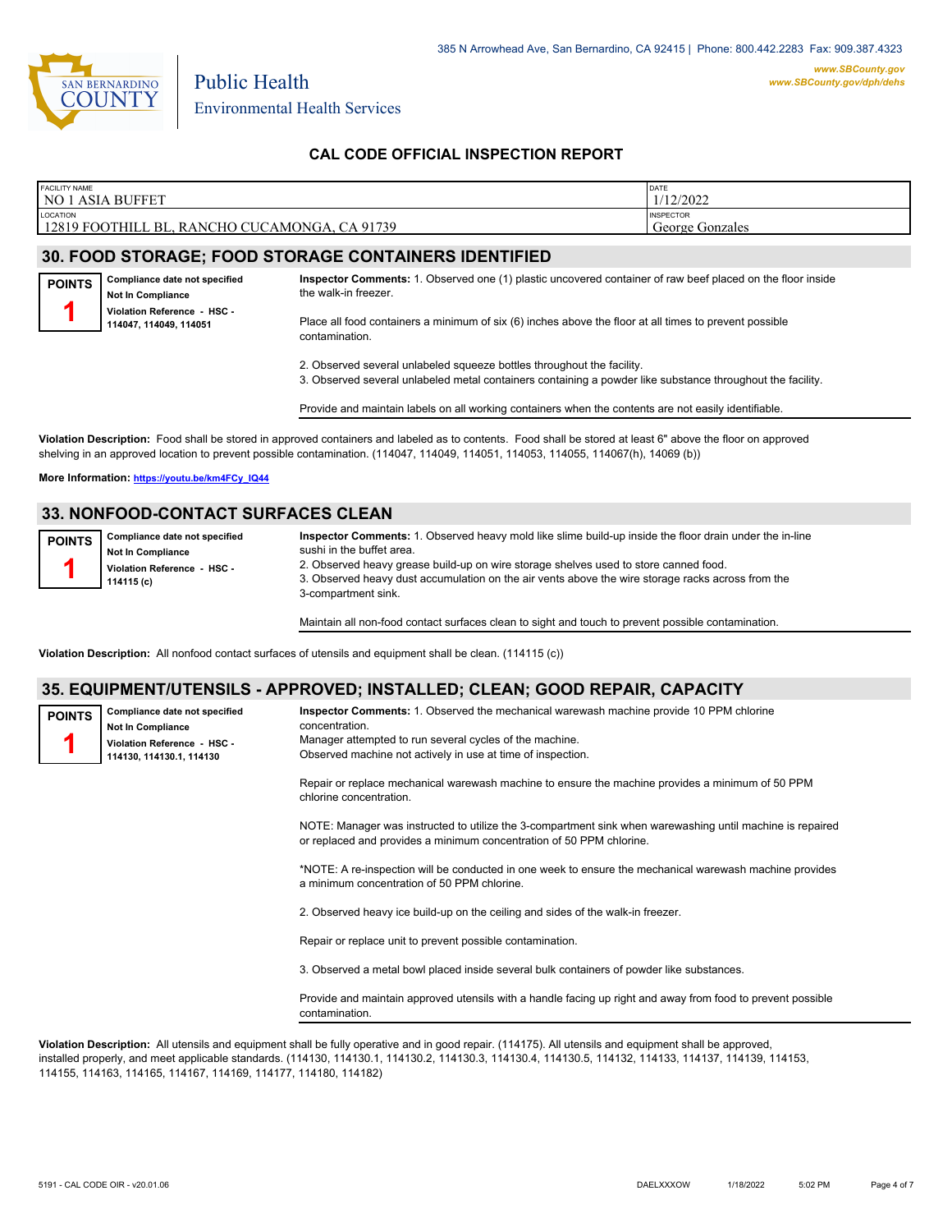385 N Arrowhead Ave, San Bernardino, CA 92415 | Phone: 800.442.2283 Fax: 909.387.4323

**www.SBCounty.gov**
**www.SBCounty.gov/dph/dehs**

Public Health
Environmental Health Services

## CAL CODE OFFICIAL INSPECTION REPORT

| FACILITY NAME | DATE |
|---|---|
| NO 1 ASIA BUFFET | 1/12/2022 |
| **LOCATION** | **INSPECTOR** |
| 12819 FOOTHILL BL, RANCHO CUCAMONGA, CA 91739 | George Gonzales |

## 30. FOOD STORAGE; FOOD STORAGE CONTAINERS IDENTIFIED

**POINTS** 1

**Compliance date not specified**
**Not In Compliance**
**Violation Reference - HSC - 114047, 114049, 114051**

**Inspector Comments:** 1. Observed one (1) plastic uncovered container of raw beef placed on the floor inside the walk-in freezer.

Place all food containers a minimum of six (6) inches above the floor at all times to prevent possible contamination.

2. Observed several unlabeled squeeze bottles throughout the facility.
3. Observed several unlabeled metal containers containing a powder like substance throughout the facility.

Provide and maintain labels on all working containers when the contents are not easily identifiable.

**Violation Description:** Food shall be stored in approved containers and labeled as to contents. Food shall be stored at least 6" above the floor on approved shelving in an approved location to prevent possible contamination. (114047, 114049, 114051, 114053, 114055, 114067(h), 14069 (b))

**More Information:** https://youtu.be/km4FCy_IQ44

## 33. NONFOOD-CONTACT SURFACES CLEAN

**POINTS** 1

**Compliance date not specified**
**Not In Compliance**
**Violation Reference - HSC - 114115 (c)**

**Inspector Comments:** 1. Observed heavy mold like slime build-up inside the floor drain under the in-line sushi in the buffet area.
2. Observed heavy grease build-up on wire storage shelves used to store canned food.
3. Observed heavy dust accumulation on the air vents above the wire storage racks across from the 3-compartment sink.

Maintain all non-food contact surfaces clean to sight and touch to prevent possible contamination.

**Violation Description:** All nonfood contact surfaces of utensils and equipment shall be clean. (114115 (c))

## 35. EQUIPMENT/UTENSILS - APPROVED; INSTALLED; CLEAN; GOOD REPAIR, CAPACITY

**POINTS** 1

**Compliance date not specified**
**Not In Compliance**
**Violation Reference - HSC - 114130, 114130.1, 114130**

**Inspector Comments:** 1. Observed the mechanical warewash machine provide 10 PPM chlorine concentration.
Manager attempted to run several cycles of the machine.
Observed machine not actively in use at time of inspection.

Repair or replace mechanical warewash machine to ensure the machine provides a minimum of 50 PPM chlorine concentration.

NOTE: Manager was instructed to utilize the 3-compartment sink when warewashing until machine is repaired or replaced and provides a minimum concentration of 50 PPM chlorine.

*NOTE: A re-inspection will be conducted in one week to ensure the mechanical warewash machine provides a minimum concentration of 50 PPM chlorine.

2. Observed heavy ice build-up on the ceiling and sides of the walk-in freezer.

Repair or replace unit to prevent possible contamination.

3. Observed a metal bowl placed inside several bulk containers of powder like substances.

Provide and maintain approved utensils with a handle facing up right and away from food to prevent possible contamination.

**Violation Description:** All utensils and equipment shall be fully operative and in good repair. (114175). All utensils and equipment shall be approved, installed properly, and meet applicable standards. (114130, 114130.1, 114130.2, 114130.3, 114130.4, 114130.5, 114132, 114133, 114137, 114139, 114153, 114155, 114163, 114165, 114167, 114169, 114177, 114180, 114182)

5191 - CAL CODE OIR - v20.01.06 DAELXXXOW 1/18/2022 5:02 PM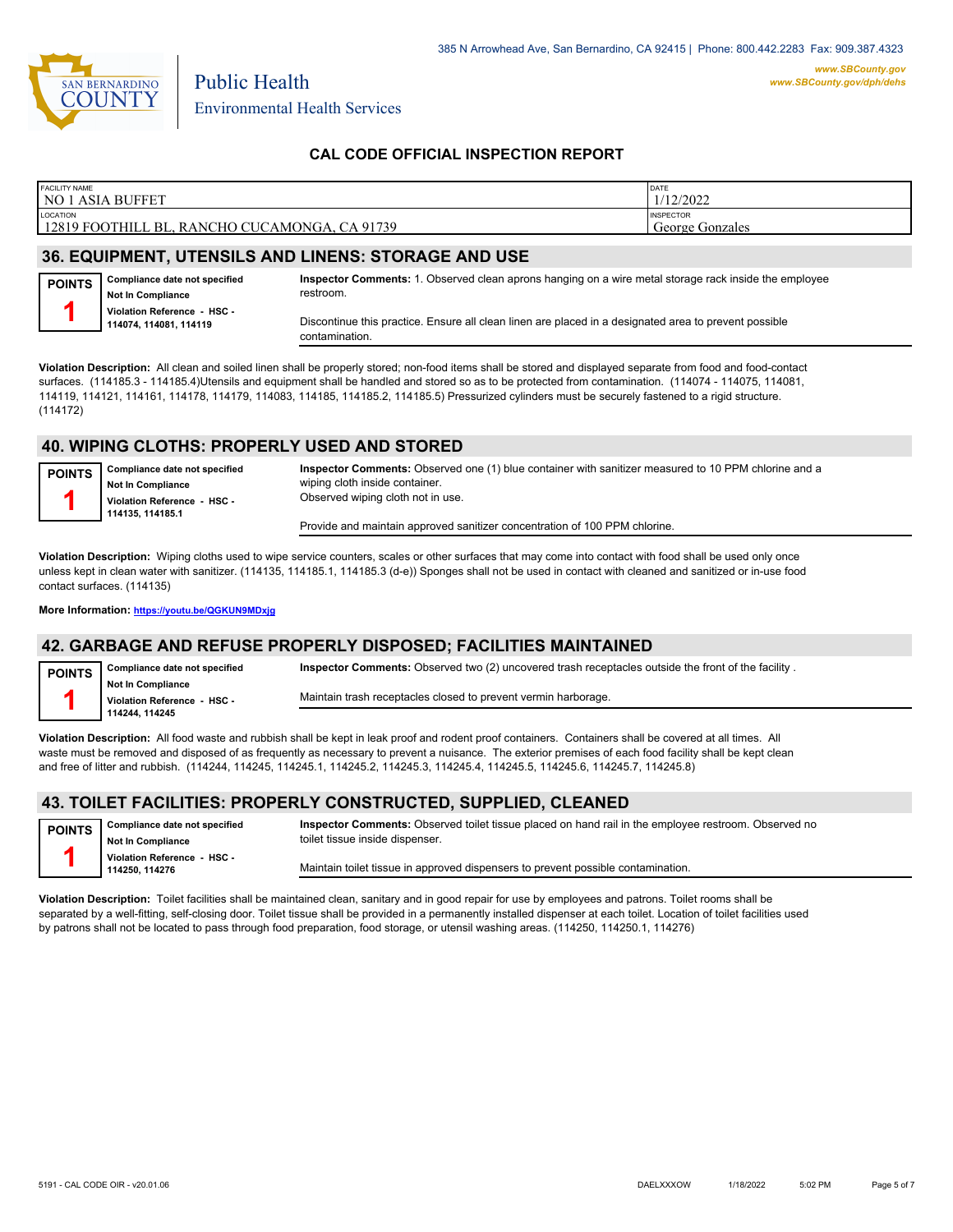385 N Arrowhead Ave, San Bernardino, CA 92415 | Phone: 800.442.2283 Fax: 909.387.4323

www.SBCounty.gov
www.SBCounty.gov/dph/dehs

Public Health
Environmental Health Services

## CAL CODE OFFICIAL INSPECTION REPORT

| FACILITY NAME | DATE |
|---|---|
| NO 1 ASIA BUFFET | 1/12/2022 |
| **LOCATION** | **INSPECTOR** |
| 12819 FOOTHILL BL, RANCHO CUCAMONGA, CA 91739 | George Gonzales |

## 36. EQUIPMENT, UTENSILS AND LINENS: STORAGE AND USE

**POINTS 1**

**Compliance date not specified**
**Not In Compliance**
**Violation Reference - HSC - 114074, 114081, 114119**

**Inspector Comments:** 1. Observed clean aprons hanging on a wire metal storage rack inside the employee restroom.

Discontinue this practice. Ensure all clean linen are placed in a designated area to prevent possible contamination.

**Violation Description:** All clean and soiled linen shall be properly stored; non-food items shall be stored and displayed separate from food and food-contact surfaces. (114185.3 - 114185.4)Utensils and equipment shall be handled and stored so as to be protected from contamination. (114074 - 114075, 114081, 114119, 114121, 114161, 114178, 114179, 114083, 114185, 114185.2, 114185.5) Pressurized cylinders must be securely fastened to a rigid structure. (114172)

## 40. WIPING CLOTHS: PROPERLY USED AND STORED

**POINTS 1**

**Compliance date not specified**
**Not In Compliance**
**Violation Reference - HSC - 114135, 114185.1**

**Inspector Comments:** Observed one (1) blue container with sanitizer measured to 10 PPM chlorine and a wiping cloth inside container.
Observed wiping cloth not in use.

Provide and maintain approved sanitizer concentration of 100 PPM chlorine.

**Violation Description:** Wiping cloths used to wipe service counters, scales or other surfaces that may come into contact with food shall be used only once unless kept in clean water with sanitizer. (114135, 114185.1, 114185.3 (d-e)) Sponges shall not be used in contact with cleaned and sanitized or in-use food contact surfaces. (114135)

**More Information:** https://youtu.be/QGKUN9MDxjg

## 42. GARBAGE AND REFUSE PROPERLY DISPOSED; FACILITIES MAINTAINED

**POINTS 1**

**Compliance date not specified**
**Not In Compliance**
**Violation Reference - HSC - 114244, 114245**

**Inspector Comments:** Observed two (2) uncovered trash receptacles outside the front of the facility .

Maintain trash receptacles closed to prevent vermin harborage.

**Violation Description:** All food waste and rubbish shall be kept in leak proof and rodent proof containers. Containers shall be covered at all times. All waste must be removed and disposed of as frequently as necessary to prevent a nuisance. The exterior premises of each food facility shall be kept clean and free of litter and rubbish. (114244, 114245, 114245.1, 114245.2, 114245.3, 114245.4, 114245.5, 114245.6, 114245.7, 114245.8)

## 43. TOILET FACILITIES: PROPERLY CONSTRUCTED, SUPPLIED, CLEANED

**POINTS 1**

**Compliance date not specified**
**Not In Compliance**
**Violation Reference - HSC - 114250, 114276**

**Inspector Comments:** Observed toilet tissue placed on hand rail in the employee restroom. Observed no toilet tissue inside dispenser.

Maintain toilet tissue in approved dispensers to prevent possible contamination.

**Violation Description:** Toilet facilities shall be maintained clean, sanitary and in good repair for use by employees and patrons. Toilet rooms shall be separated by a well-fitting, self-closing door. Toilet tissue shall be provided in a permanently installed dispenser at each toilet. Location of toilet facilities used by patrons shall not be located to pass through food preparation, food storage, or utensil washing areas. (114250, 114250.1, 114276)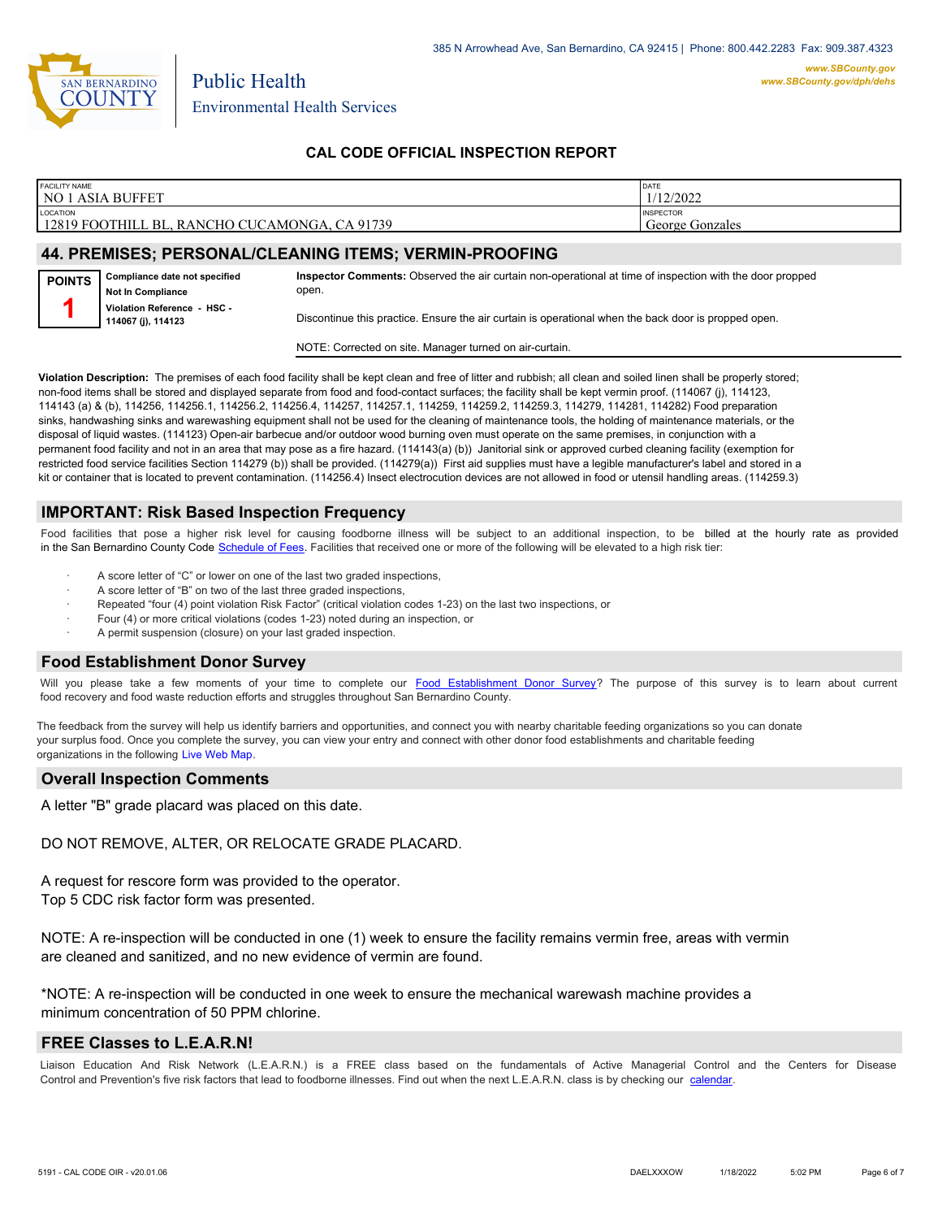385 N Arrowhead Ave, San Bernardino, CA 92415 | Phone: 800.442.2283 Fax: 909.387.4323

**www.SBCounty.gov**
**www.SBCounty.gov/dph/dehs**

Public Health
Environmental Health Services

## CAL CODE OFFICIAL INSPECTION REPORT

| FACILITY NAME | DATE |
|---|---|
| NO 1 ASIA BUFFET | 1/12/2022 |
| LOCATION | INSPECTOR |
| 12819 FOOTHILL BL, RANCHO CUCAMONGA, CA 91739 | George Gonzales |

## 44. PREMISES; PERSONAL/CLEANING ITEMS; VERMIN-PROOFING

**POINTS** **1**

**Compliance date not specified**
**Not In Compliance**
**Violation Reference - HSC - 114067 (j), 114123**

**Inspector Comments:** Observed the air curtain non-operational at time of inspection with the door propped open.

Discontinue this practice. Ensure the air curtain is operational when the back door is propped open.

NOTE: Corrected on site. Manager turned on air-curtain.

**Violation Description:** The premises of each food facility shall be kept clean and free of litter and rubbish; all clean and soiled linen shall be properly stored; non-food items shall be stored and displayed separate from food and food-contact surfaces; the facility shall be kept vermin proof. (114067 (j), 114123, 114143 (a) & (b), 114256, 114256.1, 114256.2, 114256.4, 114257, 114257.1, 114259, 114259.2, 114259.3, 114279, 114281, 114282) Food preparation sinks, handwashing sinks and warewashing equipment shall not be used for the cleaning of maintenance tools, the holding of maintenance materials, or the disposal of liquid wastes. (114123) Open-air barbecue and/or outdoor wood burning oven must operate on the same premises, in conjunction with a permanent food facility and not in an area that may pose as a fire hazard. (114143(a) (b)) Janitorial sink or approved curbed cleaning facility (exemption for restricted food service facilities Section 114279 (b)) shall be provided. (114279(a)) First aid supplies must have a legible manufacturer's label and stored in a kit or container that is located to prevent contamination. (114256.4) Insect electrocution devices are not allowed in food or utensil handling areas. (114259.3)

## IMPORTANT: Risk Based Inspection Frequency

Food facilities that pose a higher risk level for causing foodborne illness will be subject to an additional inspection, to be billed at the hourly rate as provided in the San Bernardino County Code Schedule of Fees. Facilities that received one or more of the following will be elevated to a high risk tier:

- A score letter of "C" or lower on one of the last two graded inspections,
- A score letter of "B" on two of the last three graded inspections,
- Repeated "four (4) point violation Risk Factor" (critical violation codes 1-23) on the last two inspections, or
- Four (4) or more critical violations (codes 1-23) noted during an inspection, or
- A permit suspension (closure) on your last graded inspection.

## Food Establishment Donor Survey

Will you please take a few moments of your time to complete our Food Establishment Donor Survey? The purpose of this survey is to learn about current food recovery and food waste reduction efforts and struggles throughout San Bernardino County.

The feedback from the survey will help us identify barriers and opportunities, and connect you with nearby charitable feeding organizations so you can donate your surplus food. Once you complete the survey, you can view your entry and connect with other donor food establishments and charitable feeding organizations in the following Live Web Map.

## Overall Inspection Comments

A letter "B" grade placard was placed on this date.

DO NOT REMOVE, ALTER, OR RELOCATE GRADE PLACARD.

A request for rescore form was provided to the operator.
Top 5 CDC risk factor form was presented.

NOTE: A re-inspection will be conducted in one (1) week to ensure the facility remains vermin free, areas with vermin are cleaned and sanitized, and no new evidence of vermin are found.

*NOTE: A re-inspection will be conducted in one week to ensure the mechanical warewash machine provides a minimum concentration of 50 PPM chlorine.

## FREE Classes to L.E.A.R.N!

Liaison Education And Risk Network (L.E.A.R.N.) is a FREE class based on the fundamentals of Active Managerial Control and the Centers for Disease Control and Prevention's five risk factors that lead to foodborne illnesses. Find out when the next L.E.A.R.N. class is by checking our calendar.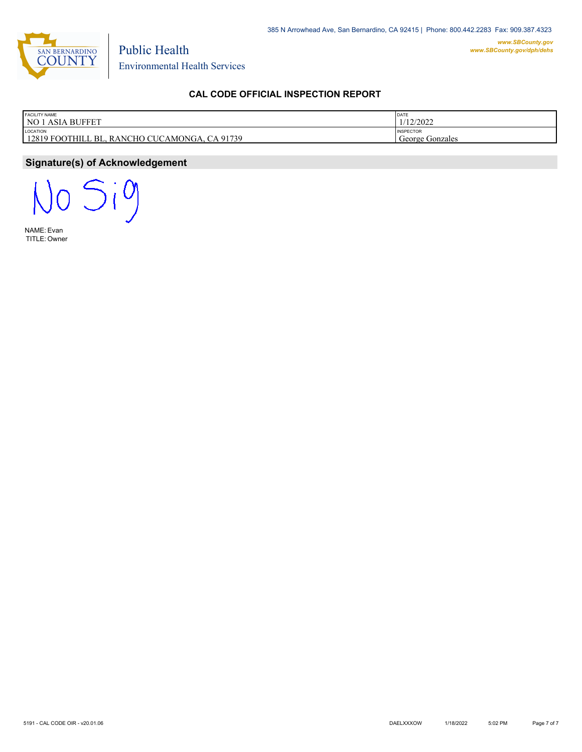385 N Arrowhead Ave, San Bernardino, CA 92415 | Phone: 800.442.2283 Fax: 909.387.4323

*www.SBCounty.gov*
*www.SBCounty.gov/dph/dehs*

Public Health
Environmental Health Services

## CAL CODE OFFICIAL INSPECTION REPORT

| FACILITY NAME | DATE |
|---|---|
| NO 1 ASIA BUFFET | 1/12/2022 |
| **LOCATION** | **INSPECTOR** |
| 12819 FOOTHILL BL, RANCHO CUCAMONGA, CA 91739 | George Gonzales |

## Signature(s) of Acknowledgement

No Sig

NAME: Evan
TITLE: Owner